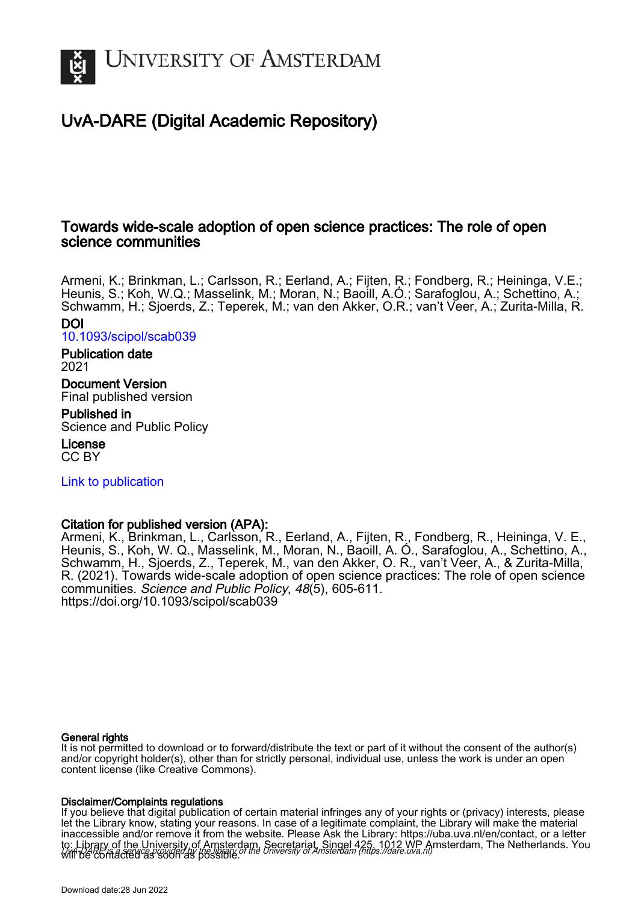# University of Amsterdam

## UvA-DARE (Digital Academic Repository)

### Towards wide-scale adoption of open science practices: The role of open science communities

Armeni, K.; Brinkman, L.; Carlsson, R.; Eerland, A.; Fijten, R.; Fondberg, R.; Heininga, V.E.; Heunis, S.; Koh, W.Q.; Masselink, M.; Moran, N.; Baoill, A.Ó.; Sarafoglou, A.; Schettino, A.; Schwamm, H.; Sjoerds, Z.; Teperek, M.; van den Akker, O.R.; van't Veer, A.; Zurita-Milla, R.

**DOI**
10.1093/scipol/scab039

**Publication date**
2021

**Document Version**
Final published version

**Published in**
Science and Public Policy

**License**
CC BY

Link to publication

**Citation for published version (APA):**
Armeni, K., Brinkman, L., Carlsson, R., Eerland, A., Fijten, R., Fondberg, R., Heininga, V. E., Heunis, S., Koh, W. Q., Masselink, M., Moran, N., Baoill, A. Ó., Sarafoglou, A., Schettino, A., Schwamm, H., Sjoerds, Z., Teperek, M., van den Akker, O. R., van't Veer, A., & Zurita-Milla, R. (2021). Towards wide-scale adoption of open science practices: The role of open science communities. *Science and Public Policy*, *48*(5), 605-611. https://doi.org/10.1093/scipol/scab039

**General rights**
It is not permitted to download or to forward/distribute the text or part of it without the consent of the author(s) and/or copyright holder(s), other than for strictly personal, individual use, unless the work is under an open content license (like Creative Commons).

**Disclaimer/Complaints regulations**
If you believe that digital publication of certain material infringes any of your rights or (privacy) interests, please let the Library know, stating your reasons. In case of a legitimate complaint, the Library will make the material inaccessible and/or remove it from the website. Please Ask the Library: https://uba.uva.nl/en/contact, or a letter to: Library of the University of Amsterdam, Secretariat, Singel 425, 1012 WP Amsterdam, The Netherlands. You will be contacted as soon as possible.

*UvA-DARE is a service provided by the library of the University of Amsterdam (https://dare.uva.nl)*

Download date:28 Jun 2022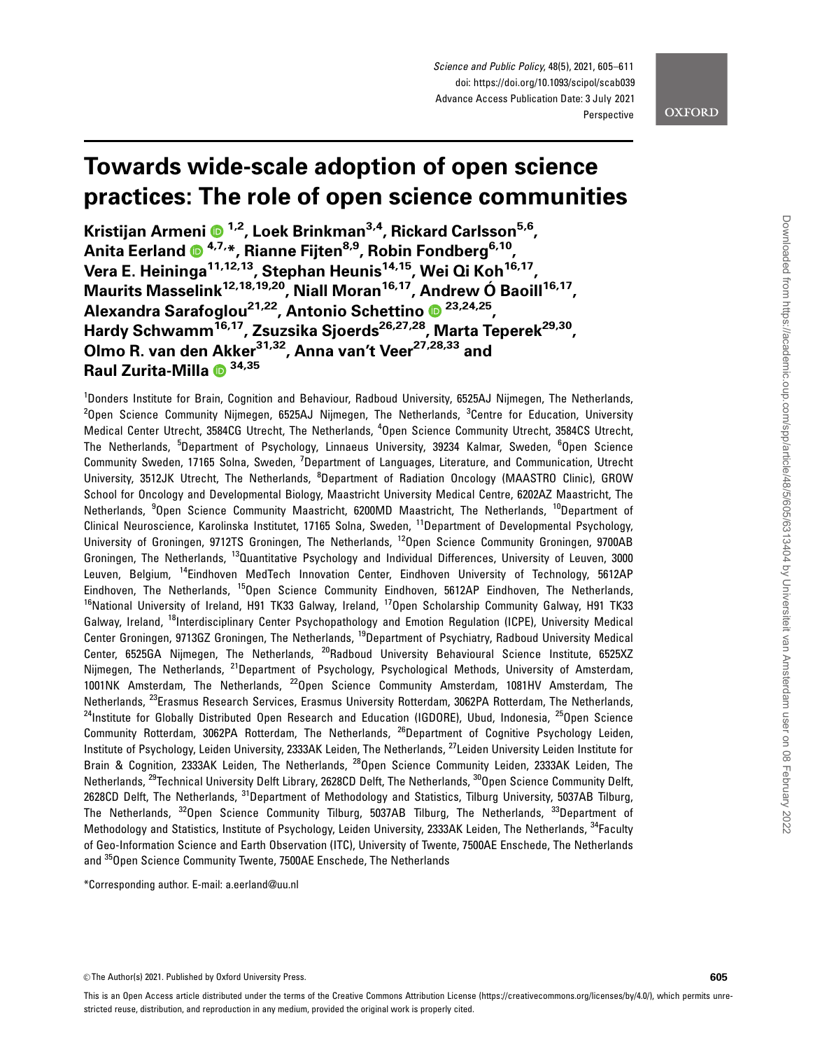# Towards wide-scale adoption of open science practices: The role of open science communities

**Kristijan Armeni** [1,2], **Loek Brinkman** [3,4], **Rickard Carlsson** [5,6], **Anita Eerland** [4,7,*], **Rianne Fijten** [8,9], **Robin Fondberg** [6,10], **Vera E. Heininga** [11,12,13], **Stephan Heunis** [14,15], **Wei Qi Koh** [16,17], **Maurits Masselink** [12,18,19,20], **Niall Moran** [16,17], **Andrew Ó Baoill** [16,17], **Alexandra Sarafoglou** [21,22], **Antonio Schettino** [23,24,25], **Hardy Schwamm** [16,17], **Zsuzsika Sjoerds** [26,27,28], **Marta Teperek** [29,30], **Olmo R. van den Akker** [31,32], **Anna van't Veer** [27,28,33] and **Raul Zurita-Milla** [34,35]

[1]Donders Institute for Brain, Cognition and Behaviour, Radboud University, 6525AJ Nijmegen, The Netherlands, [2]Open Science Community Nijmegen, 6525AJ Nijmegen, The Netherlands, [3]Centre for Education, University Medical Center Utrecht, 3584CG Utrecht, The Netherlands, [4]Open Science Community Utrecht, 3584CS Utrecht, The Netherlands, [5]Department of Psychology, Linnaeus University, 39234 Kalmar, Sweden, [6]Open Science Community Sweden, 17165 Solna, Sweden, [7]Department of Languages, Literature, and Communication, Utrecht University, 3512JK Utrecht, The Netherlands, [8]Department of Radiation Oncology (MAASTRO Clinic), GROW School for Oncology and Developmental Biology, Maastricht University Medical Centre, 6202AZ Maastricht, The Netherlands, [9]Open Science Community Maastricht, 6200MD Maastricht, The Netherlands, [10]Department of Clinical Neuroscience, Karolinska Institutet, 17165 Solna, Sweden, [11]Department of Developmental Psychology, University of Groningen, 9712TS Groningen, The Netherlands, [12]Open Science Community Groningen, 9700AB Groningen, The Netherlands, [13]Quantitative Psychology and Individual Differences, University of Leuven, 3000 Leuven, Belgium, [14]Eindhoven MedTech Innovation Center, Eindhoven University of Technology, 5612AP Eindhoven, The Netherlands, [15]Open Science Community Eindhoven, 5612AP Eindhoven, The Netherlands, [16]National University of Ireland, H91 TK33 Galway, Ireland, [17]Open Scholarship Community Galway, H91 TK33 Galway, Ireland, [18]Interdisciplinary Center Psychopathology and Emotion Regulation (ICPE), University Medical Center Groningen, 9713GZ Groningen, The Netherlands, [19]Department of Psychiatry, Radboud University Medical Center, 6525GA Nijmegen, The Netherlands, [20]Radboud University Behavioural Science Institute, 6525XZ Nijmegen, The Netherlands, [21]Department of Psychology, Psychological Methods, University of Amsterdam, 1001NK Amsterdam, The Netherlands, [22]Open Science Community Amsterdam, 1081HV Amsterdam, The Netherlands, [23]Erasmus Research Services, Erasmus University Rotterdam, 3062PA Rotterdam, The Netherlands, [24]Institute for Globally Distributed Open Research and Education (IGDORE), Ubud, Indonesia, [25]Open Science Community Rotterdam, 3062PA Rotterdam, The Netherlands, [26]Department of Cognitive Psychology Leiden, Institute of Psychology, Leiden University, 2333AK Leiden, The Netherlands, [27]Leiden University Leiden Institute for Brain & Cognition, 2333AK Leiden, The Netherlands, [28]Open Science Community Leiden, 2333AK Leiden, The Netherlands, [29]Technical University Delft Library, 2628CD Delft, The Netherlands, [30]Open Science Community Delft, 2628CD Delft, The Netherlands, [31]Department of Methodology and Statistics, Tilburg University, 5037AB Tilburg, The Netherlands, [32]Open Science Community Tilburg, 5037AB Tilburg, The Netherlands, [33]Department of Methodology and Statistics, Institute of Psychology, Leiden University, 2333AK Leiden, The Netherlands, [34]Faculty of Geo-Information Science and Earth Observation (ITC), University of Twente, 7500AE Enschede, The Netherlands and [35]Open Science Community Twente, 7500AE Enschede, The Netherlands

*Corresponding author. E-mail: a.eerland@uu.nl

© The Author(s) 2021. Published by Oxford University Press.

This is an Open Access article distributed under the terms of the Creative Commons Attribution License (https://creativecommons.org/licenses/by/4.0/), which permits unrestricted reuse, distribution, and reproduction in any medium, provided the original work is properly cited.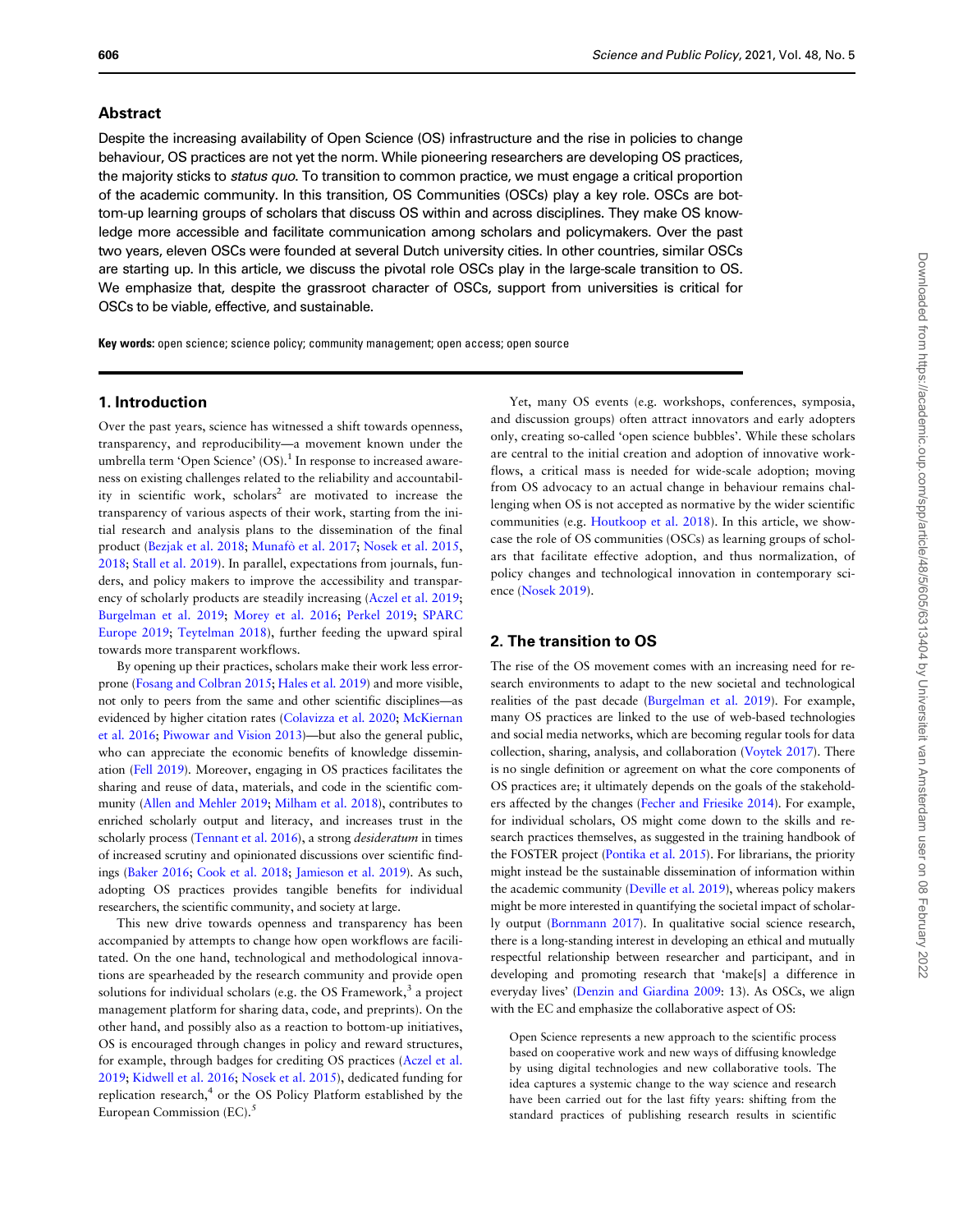## Abstract

Despite the increasing availability of Open Science (OS) infrastructure and the rise in policies to change behaviour, OS practices are not yet the norm. While pioneering researchers are developing OS practices, the majority sticks to *status quo*. To transition to common practice, we must engage a critical proportion of the academic community. In this transition, OS Communities (OSCs) play a key role. OSCs are bottom-up learning groups of scholars that discuss OS within and across disciplines. They make OS knowledge more accessible and facilitate communication among scholars and policymakers. Over the past two years, eleven OSCs were founded at several Dutch university cities. In other countries, similar OSCs are starting up. In this article, we discuss the pivotal role OSCs play in the large-scale transition to OS. We emphasize that, despite the grassroot character of OSCs, support from universities is critical for OSCs to be viable, effective, and sustainable.

**Key words:** open science; science policy; community management; open access; open source

## 1. Introduction

Over the past years, science has witnessed a shift towards openness, transparency, and reproducibility—a movement known under the umbrella term 'Open Science' (OS).[1] In response to increased awareness on existing challenges related to the reliability and accountability in scientific work, scholars[2] are motivated to increase the transparency of various aspects of their work, starting from the initial research and analysis plans to the dissemination of the final product (Bezjak et al. 2018; Munafò et al. 2017; Nosek et al. 2015, 2018; Stall et al. 2019). In parallel, expectations from journals, funders, and policy makers to improve the accessibility and transparency of scholarly products are steadily increasing (Aczel et al. 2019; Burgelman et al. 2019; Morey et al. 2016; Perkel 2019; SPARC Europe 2019; Teytelman 2018), further feeding the upward spiral towards more transparent workflows.

By opening up their practices, scholars make their work less error-prone (Fosang and Colbran 2015; Hales et al. 2019) and more visible, not only to peers from the same and other scientific disciplines—as evidenced by higher citation rates (Colavizza et al. 2020; McKiernan et al. 2016; Piwowar and Vision 2013)—but also the general public, who can appreciate the economic benefits of knowledge dissemination (Fell 2019). Moreover, engaging in OS practices facilitates the sharing and reuse of data, materials, and code in the scientific community (Allen and Mehler 2019; Milham et al. 2018), contributes to enriched scholarly output and literacy, and increases trust in the scholarly process (Tennant et al. 2016), a strong *desideratum* in times of increased scrutiny and opinionated discussions over scientific findings (Baker 2016; Cook et al. 2018; Jamieson et al. 2019). As such, adopting OS practices provides tangible benefits for individual researchers, the scientific community, and society at large.

This new drive towards openness and transparency has been accompanied by attempts to change how open workflows are facilitated. On the one hand, technological and methodological innovations are spearheaded by the research community and provide open solutions for individual scholars (e.g. the OS Framework,[3] a project management platform for sharing data, code, and preprints). On the other hand, and possibly also as a reaction to bottom-up initiatives, OS is encouraged through changes in policy and reward structures, for example, through badges for crediting OS practices (Aczel et al. 2019; Kidwell et al. 2016; Nosek et al. 2015), dedicated funding for replication research,[4] or the OS Policy Platform established by the European Commission (EC).[5]

Yet, many OS events (e.g. workshops, conferences, symposia, and discussion groups) often attract innovators and early adopters only, creating so-called 'open science bubbles'. While these scholars are central to the initial creation and adoption of innovative workflows, a critical mass is needed for wide-scale adoption; moving from OS advocacy to an actual change in behaviour remains challenging when OS is not accepted as normative by the wider scientific communities (e.g. Houtkoop et al. 2018). In this article, we showcase the role of OS communities (OSCs) as learning groups of scholars that facilitate effective adoption, and thus normalization, of policy changes and technological innovation in contemporary science (Nosek 2019).

## 2. The transition to OS

The rise of the OS movement comes with an increasing need for research environments to adapt to the new societal and technological realities of the past decade (Burgelman et al. 2019). For example, many OS practices are linked to the use of web-based technologies and social media networks, which are becoming regular tools for data collection, sharing, analysis, and collaboration (Voytek 2017). There is no single definition or agreement on what the core components of OS practices are; it ultimately depends on the goals of the stakeholders affected by the changes (Fecher and Friesike 2014). For example, for individual scholars, OS might come down to the skills and research practices themselves, as suggested in the training handbook of the FOSTER project (Pontika et al. 2015). For librarians, the priority might instead be the sustainable dissemination of information within the academic community (Deville et al. 2019), whereas policy makers might be more interested in quantifying the societal impact of scholarly output (Bornmann 2017). In qualitative social science research, there is a long-standing interest in developing an ethical and mutually respectful relationship between researcher and participant, and in developing and promoting research that 'make[s] a difference in everyday lives' (Denzin and Giardina 2009: 13). As OSCs, we align with the EC and emphasize the collaborative aspect of OS:

> Open Science represents a new approach to the scientific process based on cooperative work and new ways of diffusing knowledge by using digital technologies and new collaborative tools. The idea captures a systemic change to the way science and research have been carried out for the last fifty years: shifting from the standard practices of publishing research results in scientific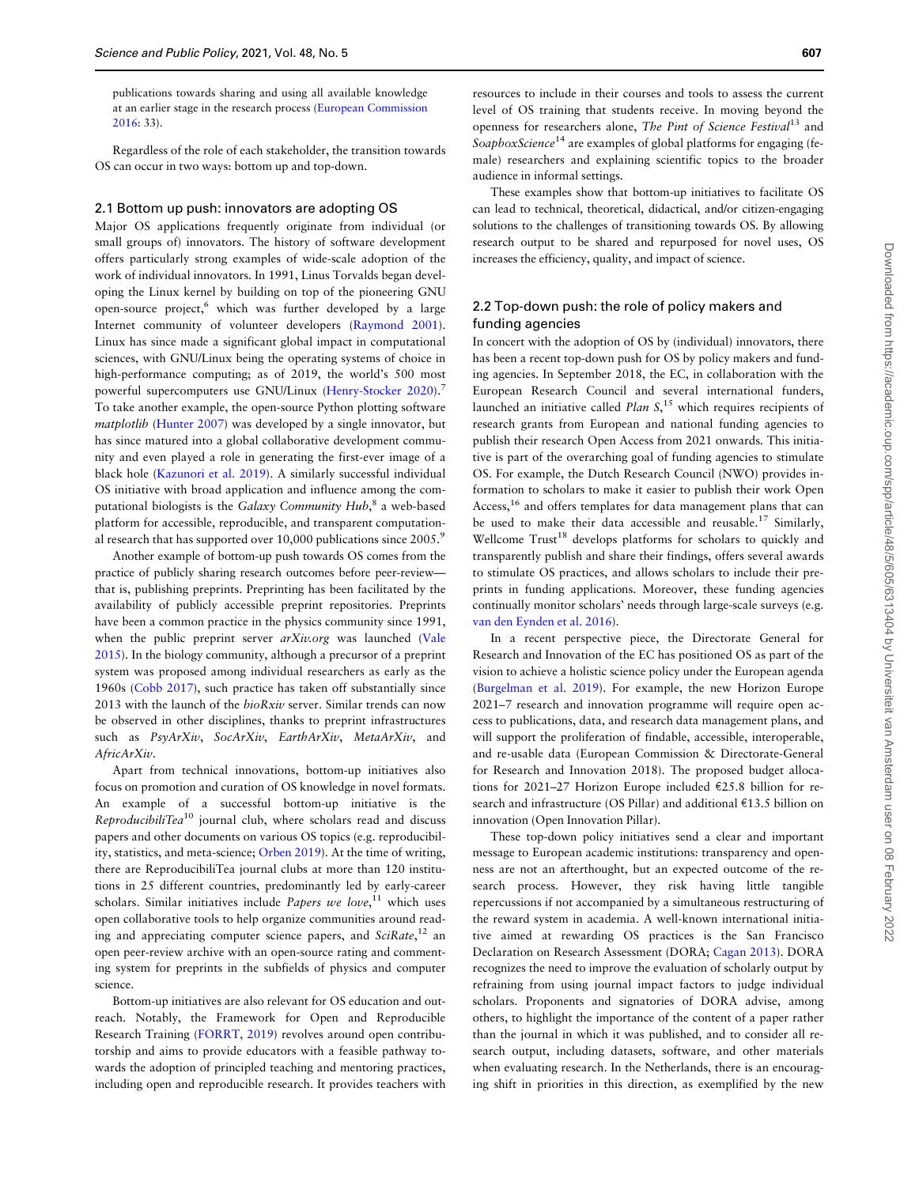publications towards sharing and using all available knowledge at an earlier stage in the research process (European Commission 2016: 33).

Regardless of the role of each stakeholder, the transition towards OS can occur in two ways: bottom up and top-down.

### 2.1 Bottom up push: innovators are adopting OS

Major OS applications frequently originate from individual (or small groups of) innovators. The history of software development offers particularly strong examples of wide-scale adoption of the work of individual innovators. In 1991, Linus Torvalds began developing the Linux kernel by building on top of the pioneering GNU open-source project,[6] which was further developed by a large Internet community of volunteer developers (Raymond 2001). Linux has since made a significant global impact in computational sciences, with GNU/Linux being the operating systems of choice in high-performance computing; as of 2019, the world's 500 most powerful supercomputers use GNU/Linux (Henry-Stocker 2020).[7] To take another example, the open-source Python plotting software *matplotlib* (Hunter 2007) was developed by a single innovator, but has since matured into a global collaborative development community and even played a role in generating the first-ever image of a black hole (Kazunori et al. 2019). A similarly successful individual OS initiative with broad application and influence among the computational biologists is the *Galaxy Community Hub*,[8] a web-based platform for accessible, reproducible, and transparent computational research that has supported over 10,000 publications since 2005.[9]

Another example of bottom-up push towards OS comes from the practice of publicly sharing research outcomes before peer-review—that is, publishing preprints. Preprinting has been facilitated by the availability of publicly accessible preprint repositories. Preprints have been a common practice in the physics community since 1991, when the public preprint server *arXiv.org* was launched (Vale 2015). In the biology community, although a precursor of a preprint system was proposed among individual researchers as early as the 1960s (Cobb 2017), such practice has taken off substantially since 2013 with the launch of the *bioRxiv* server. Similar trends can now be observed in other disciplines, thanks to preprint infrastructures such as *PsyArXiv*, *SocArXiv*, *EarthArXiv*, *MetaArXiv*, and *AfricArXiv*.

Apart from technical innovations, bottom-up initiatives also focus on promotion and curation of OS knowledge in novel formats. An example of a successful bottom-up initiative is the *ReproducibiliTea*[10] journal club, where scholars read and discuss papers and other documents on various OS topics (e.g. reproducibility, statistics, and meta-science; Orben 2019). At the time of writing, there are ReproducibiliTea journal clubs at more than 120 institutions in 25 different countries, predominantly led by early-career scholars. Similar initiatives include *Papers we love*,[11] which uses open collaborative tools to help organize communities around reading and appreciating computer science papers, and *SciRate*,[12] an open peer-review archive with an open-source rating and commenting system for preprints in the subfields of physics and computer science.

Bottom-up initiatives are also relevant for OS education and outreach. Notably, the Framework for Open and Reproducible Research Training (FORRT, 2019) revolves around open contributorship and aims to provide educators with a feasible pathway towards the adoption of principled teaching and mentoring practices, including open and reproducible research. It provides teachers with resources to include in their courses and tools to assess the current level of OS training that students receive. In moving beyond the openness for researchers alone, *The Pint of Science Festival*[13] and *SoapboxScience*[14] are examples of global platforms for engaging (female) researchers and explaining scientific topics to the broader audience in informal settings.

These examples show that bottom-up initiatives to facilitate OS can lead to technical, theoretical, didactical, and/or citizen-engaging solutions to the challenges of transitioning towards OS. By allowing research output to be shared and repurposed for novel uses, OS increases the efficiency, quality, and impact of science.

### 2.2 Top-down push: the role of policy makers and funding agencies

In concert with the adoption of OS by (individual) innovators, there has been a recent top-down push for OS by policy makers and funding agencies. In September 2018, the EC, in collaboration with the European Research Council and several international funders, launched an initiative called *Plan S*,[15] which requires recipients of research grants from European and national funding agencies to publish their research Open Access from 2021 onwards. This initiative is part of the overarching goal of funding agencies to stimulate OS. For example, the Dutch Research Council (NWO) provides information to scholars to make it easier to publish their work Open Access,[16] and offers templates for data management plans that can be used to make their data accessible and reusable.[17] Similarly, Wellcome Trust[18] develops platforms for scholars to quickly and transparently publish and share their findings, offers several awards to stimulate OS practices, and allows scholars to include their preprints in funding applications. Moreover, these funding agencies continually monitor scholars' needs through large-scale surveys (e.g. van den Eynden et al. 2016).

In a recent perspective piece, the Directorate General for Research and Innovation of the EC has positioned OS as part of the vision to achieve a holistic science policy under the European agenda (Burgelman et al. 2019). For example, the new Horizon Europe 2021–7 research and innovation programme will require open access to publications, data, and research data management plans, and will support the proliferation of findable, accessible, interoperable, and re-usable data (European Commission & Directorate-General for Research and Innovation 2018). The proposed budget allocations for 2021–27 Horizon Europe included €25.8 billion for research and infrastructure (OS Pillar) and additional €13.5 billion on innovation (Open Innovation Pillar).

These top-down policy initiatives send a clear and important message to European academic institutions: transparency and openness are not an afterthought, but an expected outcome of the research process. However, they risk having little tangible repercussions if not accompanied by a simultaneous restructuring of the reward system in academia. A well-known international initiative aimed at rewarding OS practices is the San Francisco Declaration on Research Assessment (DORA; Cagan 2013). DORA recognizes the need to improve the evaluation of scholarly output by refraining from using journal impact factors to judge individual scholars. Proponents and signatories of DORA advise, among others, to highlight the importance of the content of a paper rather than the journal in which it was published, and to consider all research output, including datasets, software, and other materials when evaluating research. In the Netherlands, there is an encouraging shift in priorities in this direction, as exemplified by the new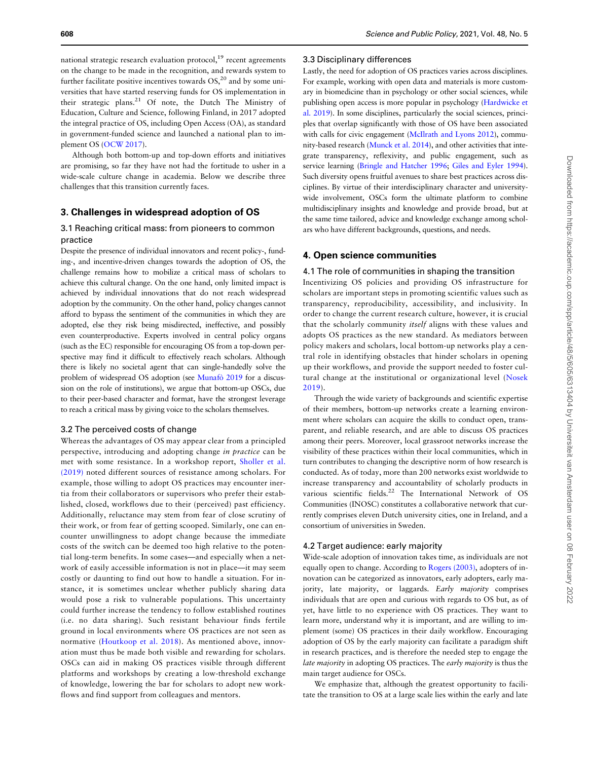national strategic research evaluation protocol,[19] recent agreements on the change to be made in the recognition, and rewards system to further facilitate positive incentives towards OS,[20] and by some universities that have started reserving funds for OS implementation in their strategic plans.[21] Of note, the Dutch The Ministry of Education, Culture and Science, following Finland, in 2017 adopted the integral practice of OS, including Open Access (OA), as standard in government-funded science and launched a national plan to implement OS (OCW 2017).

Although both bottom-up and top-down efforts and initiatives are promising, so far they have not had the fortitude to usher in a wide-scale culture change in academia. Below we describe three challenges that this transition currently faces.

## 3. Challenges in widespread adoption of OS

### 3.1 Reaching critical mass: from pioneers to common practice

Despite the presence of individual innovators and recent policy-, funding-, and incentive-driven changes towards the adoption of OS, the challenge remains how to mobilize a critical mass of scholars to achieve this cultural change. On the one hand, only limited impact is achieved by individual innovations that do not reach widespread adoption by the community. On the other hand, policy changes cannot afford to bypass the sentiment of the communities in which they are adopted, else they risk being misdirected, ineffective, and possibly even counterproductive. Experts involved in central policy organs (such as the EC) responsible for encouraging OS from a top-down perspective may find it difficult to effectively reach scholars. Although there is likely no societal agent that can single-handedly solve the problem of widespread OS adoption (see Munafò 2019 for a discussion on the role of institutions), we argue that bottom-up OSCs, due to their peer-based character and format, have the strongest leverage to reach a critical mass by giving voice to the scholars themselves.

### 3.2 The perceived costs of change

Whereas the advantages of OS may appear clear from a principled perspective, introducing and adopting change *in practice* can be met with some resistance. In a workshop report, Sholler et al. (2019) noted different sources of resistance among scholars. For example, those willing to adopt OS practices may encounter inertia from their collaborators or supervisors who prefer their established, closed, workflows due to their (perceived) past efficiency. Additionally, reluctance may stem from fear of close scrutiny of their work, or from fear of getting scooped. Similarly, one can encounter unwillingness to adopt change because the immediate costs of the switch can be deemed too high relative to the potential long-term benefits. In some cases—and especially when a network of easily accessible information is not in place—it may seem costly or daunting to find out how to handle a situation. For instance, it is sometimes unclear whether publicly sharing data would pose a risk to vulnerable populations. This uncertainty could further increase the tendency to follow established routines (i.e. no data sharing). Such resistant behaviour finds fertile ground in local environments where OS practices are not seen as normative (Houtkoop et al. 2018). As mentioned above, innovation must thus be made both visible and rewarding for scholars. OSCs can aid in making OS practices visible through different platforms and workshops by creating a low-threshold exchange of knowledge, lowering the bar for scholars to adopt new workflows and find support from colleagues and mentors.

### 3.3 Disciplinary differences

Lastly, the need for adoption of OS practices varies across disciplines. For example, working with open data and materials is more customary in biomedicine than in psychology or other social sciences, while publishing open access is more popular in psychology (Hardwicke et al. 2019). In some disciplines, particularly the social sciences, principles that overlap significantly with those of OS have been associated with calls for civic engagement (McIlrath and Lyons 2012), community-based research (Munck et al. 2014), and other activities that integrate transparency, reflexivity, and public engagement, such as service learning (Bringle and Hatcher 1996; Giles and Eyler 1994). Such diversity opens fruitful avenues to share best practices across disciplines. By virtue of their interdisciplinary character and university-wide involvement, OSCs form the ultimate platform to combine multidisciplinary insights and knowledge and provide broad, but at the same time tailored, advice and knowledge exchange among scholars who have different backgrounds, questions, and needs.

## 4. Open science communities

### 4.1 The role of communities in shaping the transition

Incentivizing OS policies and providing OS infrastructure for scholars are important steps in promoting scientific values such as transparency, reproducibility, accessibility, and inclusivity. In order to change the current research culture, however, it is crucial that the scholarly community *itself* aligns with these values and adopts OS practices as the new standard. As mediators between policy makers and scholars, local bottom-up networks play a central role in identifying obstacles that hinder scholars in opening up their workflows, and provide the support needed to foster cultural change at the institutional or organizational level (Nosek 2019).

Through the wide variety of backgrounds and scientific expertise of their members, bottom-up networks create a learning environment where scholars can acquire the skills to conduct open, transparent, and reliable research, and are able to discuss OS practices among their peers. Moreover, local grassroot networks increase the visibility of these practices within their local communities, which in turn contributes to changing the descriptive norm of how research is conducted. As of today, more than 200 networks exist worldwide to increase transparency and accountability of scholarly products in various scientific fields.[22] The International Network of OS Communities (INOSC) constitutes a collaborative network that currently comprises eleven Dutch university cities, one in Ireland, and a consortium of universities in Sweden.

### 4.2 Target audience: early majority

Wide-scale adoption of innovation takes time, as individuals are not equally open to change. According to Rogers (2003), adopters of innovation can be categorized as innovators, early adopters, early majority, late majority, or laggards. *Early majority* comprises individuals that are open and curious with regards to OS but, as of yet, have little to no experience with OS practices. They want to learn more, understand why it is important, and are willing to implement (some) OS practices in their daily workflow. Encouraging adoption of OS by the early majority can facilitate a paradigm shift in research practices, and is therefore the needed step to engage the *late majority* in adopting OS practices. The *early majority* is thus the main target audience for OSCs.

We emphasize that, although the greatest opportunity to facilitate the transition to OS at a large scale lies within the early and late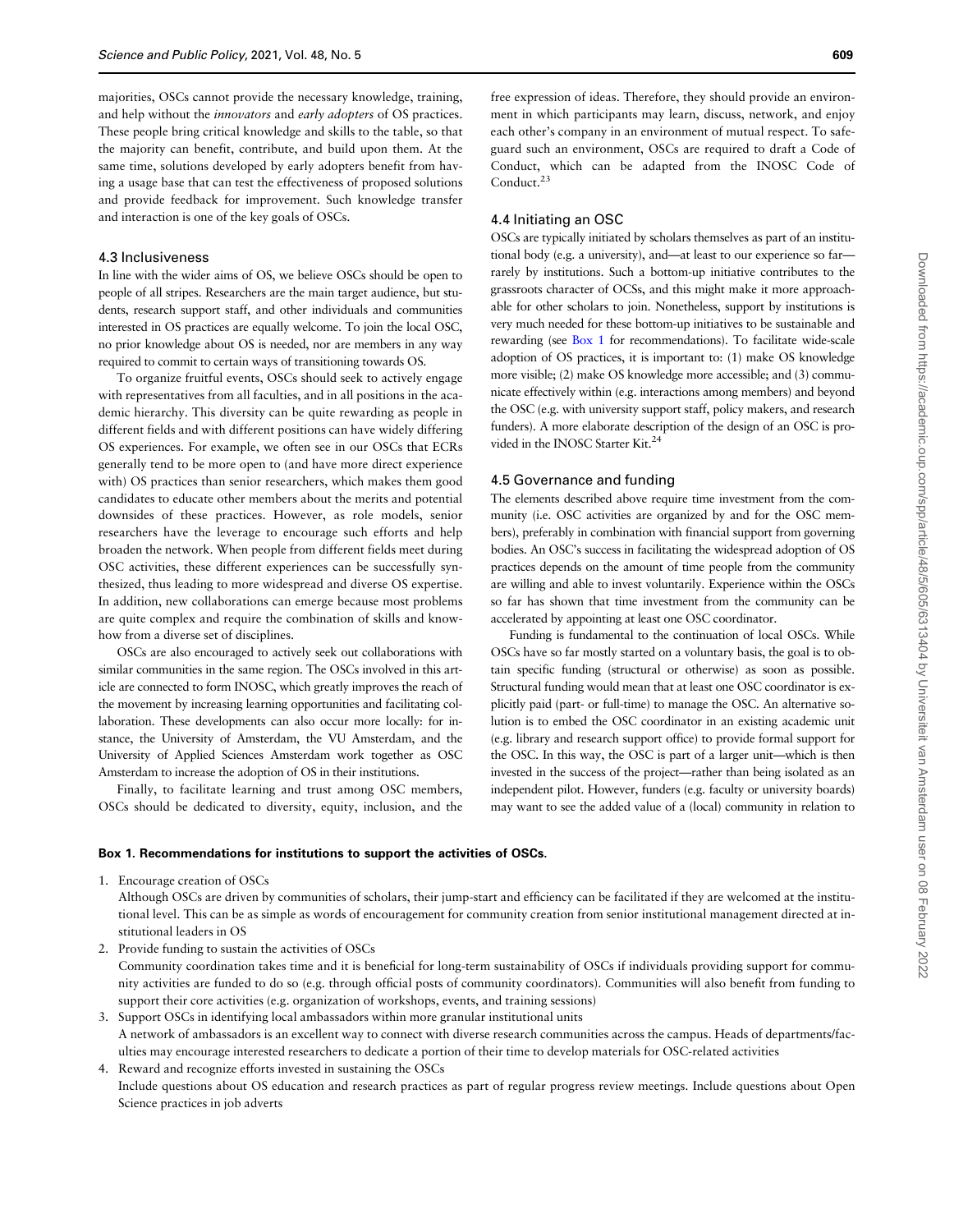majorities, OSCs cannot provide the necessary knowledge, training, and help without the *innovators* and *early adopters* of OS practices. These people bring critical knowledge and skills to the table, so that the majority can benefit, contribute, and build upon them. At the same time, solutions developed by early adopters benefit from having a usage base that can test the effectiveness of proposed solutions and provide feedback for improvement. Such knowledge transfer and interaction is one of the key goals of OSCs.

### 4.3 Inclusiveness

In line with the wider aims of OS, we believe OSCs should be open to people of all stripes. Researchers are the main target audience, but students, research support staff, and other individuals and communities interested in OS practices are equally welcome. To join the local OSC, no prior knowledge about OS is needed, nor are members in any way required to commit to certain ways of transitioning towards OS.

To organize fruitful events, OSCs should seek to actively engage with representatives from all faculties, and in all positions in the academic hierarchy. This diversity can be quite rewarding as people in different fields and with different positions can have widely differing OS experiences. For example, we often see in our OSCs that ECRs generally tend to be more open to (and have more direct experience with) OS practices than senior researchers, which makes them good candidates to educate other members about the merits and potential downsides of these practices. However, as role models, senior researchers have the leverage to encourage such efforts and help broaden the network. When people from different fields meet during OSC activities, these different experiences can be successfully synthesized, thus leading to more widespread and diverse OS expertise. In addition, new collaborations can emerge because most problems are quite complex and require the combination of skills and know-how from a diverse set of disciplines.

OSCs are also encouraged to actively seek out collaborations with similar communities in the same region. The OSCs involved in this article are connected to form INOSC, which greatly improves the reach of the movement by increasing learning opportunities and facilitating collaboration. These developments can also occur more locally: for instance, the University of Amsterdam, the VU Amsterdam, and the University of Applied Sciences Amsterdam work together as OSC Amsterdam to increase the adoption of OS in their institutions.

Finally, to facilitate learning and trust among OSC members, OSCs should be dedicated to diversity, equity, inclusion, and the free expression of ideas. Therefore, they should provide an environment in which participants may learn, discuss, network, and enjoy each other's company in an environment of mutual respect. To safeguard such an environment, OSCs are required to draft a Code of Conduct, which can be adapted from the INOSC Code of Conduct.[23]

### 4.4 Initiating an OSC

OSCs are typically initiated by scholars themselves as part of an institutional body (e.g. a university), and—at least to our experience so far—rarely by institutions. Such a bottom-up initiative contributes to the grassroots character of OCSs, and this might make it more approachable for other scholars to join. Nonetheless, support by institutions is very much needed for these bottom-up initiatives to be sustainable and rewarding (see Box 1 for recommendations). To facilitate wide-scale adoption of OS practices, it is important to: (1) make OS knowledge more visible; (2) make OS knowledge more accessible; and (3) communicate effectively within (e.g. interactions among members) and beyond the OSC (e.g. with university support staff, policy makers, and research funders). A more elaborate description of the design of an OSC is provided in the INOSC Starter Kit.[24]

### 4.5 Governance and funding

The elements described above require time investment from the community (i.e. OSC activities are organized by and for the OSC members), preferably in combination with financial support from governing bodies. An OSC's success in facilitating the widespread adoption of OS practices depends on the amount of time people from the community are willing and able to invest voluntarily. Experience within the OSCs so far has shown that time investment from the community can be accelerated by appointing at least one OSC coordinator.

Funding is fundamental to the continuation of local OSCs. While OSCs have so far mostly started on a voluntary basis, the goal is to obtain specific funding (structural or otherwise) as soon as possible. Structural funding would mean that at least one OSC coordinator is explicitly paid (part- or full-time) to manage the OSC. An alternative solution is to embed the OSC coordinator in an existing academic unit (e.g. library and research support office) to provide formal support for the OSC. In this way, the OSC is part of a larger unit—which is then invested in the success of the project—rather than being isolated as an independent pilot. However, funders (e.g. faculty or university boards) may want to see the added value of a (local) community in relation to

**Box 1. Recommendations for institutions to support the activities of OSCs.**

1. Encourage creation of OSCs
   Although OSCs are driven by communities of scholars, their jump-start and efficiency can be facilitated if they are welcomed at the institutional level. This can be as simple as words of encouragement for community creation from senior institutional management directed at institutional leaders in OS
2. Provide funding to sustain the activities of OSCs
   Community coordination takes time and it is beneficial for long-term sustainability of OSCs if individuals providing support for community activities are funded to do so (e.g. through official posts of community coordinators). Communities will also benefit from funding to support their core activities (e.g. organization of workshops, events, and training sessions)
3. Support OSCs in identifying local ambassadors within more granular institutional units
   A network of ambassadors is an excellent way to connect with diverse research communities across the campus. Heads of departments/faculties may encourage interested researchers to dedicate a portion of their time to develop materials for OSC-related activities
4. Reward and recognize efforts invested in sustaining the OSCs
   Include questions about OS education and research practices as part of regular progress review meetings. Include questions about Open Science practices in job adverts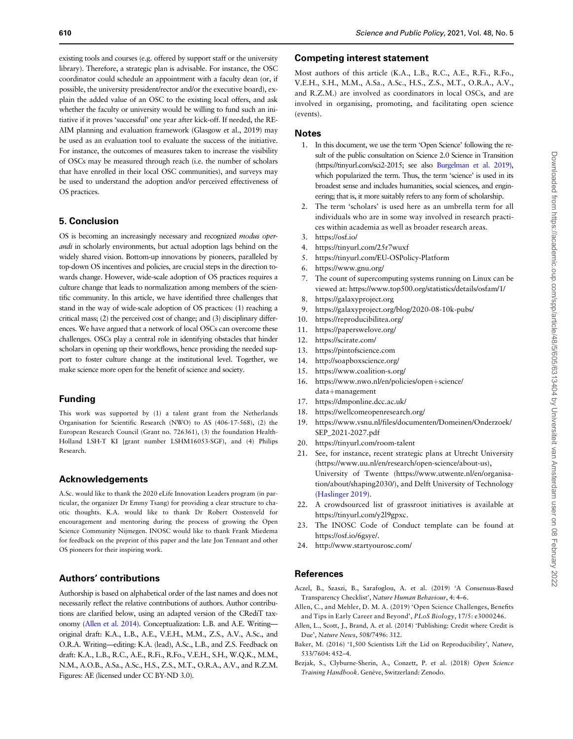existing tools and courses (e.g. offered by support staff or the university library). Therefore, a strategic plan is advisable. For instance, the OSC coordinator could schedule an appointment with a faculty dean (or, if possible, the university president/rector and/or the executive board), explain the added value of an OSC to the existing local offers, and ask whether the faculty or university would be willing to fund such an initiative if it proves 'successful' one year after kick-off. If needed, the RE-AIM planning and evaluation framework (Glasgow et al., 2019) may be used as an evaluation tool to evaluate the success of the initiative. For instance, the outcomes of measures taken to increase the visibility of OSCs may be measured through reach (i.e. the number of scholars that have enrolled in their local OSC communities), and surveys may be used to understand the adoption and/or perceived effectiveness of OS practices.

## 5. Conclusion

OS is becoming an increasingly necessary and recognized *modus operandi* in scholarly environments, but actual adoption lags behind on the widely shared vision. Bottom-up innovations by pioneers, paralleled by top-down OS incentives and policies, are crucial steps in the direction towards change. However, wide-scale adoption of OS practices requires a culture change that leads to normalization among members of the scientific community. In this article, we have identified three challenges that stand in the way of wide-scale adoption of OS practices: (1) reaching a critical mass; (2) the perceived cost of change; and (3) disciplinary differences. We have argued that a network of local OSCs can overcome these challenges. OSCs play a central role in identifying obstacles that hinder scholars in opening up their workflows, hence providing the needed support to foster culture change at the institutional level. Together, we make science more open for the benefit of science and society.

## Funding

This work was supported by (1) a talent grant from the Netherlands Organisation for Scientific Research (NWO) to AS (406-17-568), (2) the European Research Council (Grant no. 726361), (3) the foundation Health-Holland LSH-T KI [grant number LSHM16053-SGF), and (4) Philips Research.

## Acknowledgements

A.Sc. would like to thank the 2020 eLife Innovation Leaders program (in particular, the organizer Dr Emmy Tsang) for providing a clear structure to chaotic thoughts. K.A. would like to thank Dr Robert Oostenveld for encouragement and mentoring during the process of growing the Open Science Community Nijmegen. INOSC would like to thank Frank Miedema for feedback on the preprint of this paper and the late Jon Tennant and other OS pioneers for their inspiring work.

## Authors' contributions

Authorship is based on alphabetical order of the last names and does not necessarily reflect the relative contributions of authors. Author contributions are clarified below, using an adapted version of the CRediT taxonomy (Allen et al. 2014). Conceptualization: L.B. and A.E. Writing—original draft: K.A., L.B., A.E., V.E.H., M.M., Z.S., A.V., A.Sc., and O.R.A. Writing—editing: K.A. (lead), A.Sc., L.B., and Z.S. Feedback on draft: K.A., L.B., R.C., A.E., R.Fi., R.Fo., V.E.H., S.H., W.Q.K., M.M., N.M., A.O.B., A.Sa., A.Sc., H.S., Z.S., M.T., O.R.A., A.V., and R.Z.M. Figures: AE (licensed under CC BY-ND 3.0).

## Competing interest statement

Most authors of this article (K.A., L.B., R.C., A.E., R.Fi., R.Fo., V.E.H., S.H., M.M., A.Sa., A.Sc., H.S., Z.S., M.T., O.R.A., A.V., and R.Z.M.) are involved as coordinators in local OSCs, and are involved in organising, promoting, and facilitating open science (events).

## Notes

1. In this document, we use the term 'Open Science' following the result of the public consultation on Science 2.0 Science in Transition (https://tinyurl.com/sci2-2015; see also Burgelman et al. 2019), which popularized the term. Thus, the term 'science' is used in its broadest sense and includes humanities, social sciences, and engineering; that is, it more suitably refers to any form of scholarship.
2. The term 'scholars' is used here as an umbrella term for all individuals who are in some way involved in research practices within academia as well as broader research areas.
3. https://osf.io/
4. https://tinyurl.com/25r7wuxf
5. https://tinyurl.com/EU-OSPolicy-Platform
6. https://www.gnu.org/
7. The count of supercomputing systems running on Linux can be viewed at: https://www.top500.org/statistics/details/osfam/1/
8. https://galaxyproject.org
9. https://galaxyproject.org/blog/2020-08-10k-pubs/
10. https://reproducibilitea.org/
11. https://paperswelove.org/
12. https://scirate.com/
13. https://pintofscience.com
14. http://soapboxscience.org/
15. https://www.coalition-s.org/
16. https://www.nwo.nl/en/policies/open+science/data+management
17. https://dmponline.dcc.ac.uk/
18. https://wellcomeopenresearch.org/
19. https://www.vsnu.nl/files/documenten/Domeinen/Onderzoek/SEP_2021-2027.pdf
20. https://tinyurl.com/room-talent
21. See, for instance, recent strategic plans at Utrecht University (https://www.uu.nl/en/research/open-science/about-us), University of Twente (https://www.utwente.nl/en/organisation/about/shaping2030/), and Delft University of Technology (Haslinger 2019).
22. A crowdsourced list of grassroot initiatives is available at https://tinyurl.com/y2l9gpxc.
23. The INOSC Code of Conduct template can be found at https://osf.io/6gsye/.
24. http://www.startyourosc.com/

## References

Aczel, B., Szaszi, B., Sarafoglou, A. et al. (2019) 'A Consensus-Based Transparency Checklist', *Nature Human Behaviour*, 4: 4–6.

Allen, C., and Mehler, D. M. A. (2019) 'Open Science Challenges, Benefits and Tips in Early Career and Beyond', *PLoS Biology*, 17/5: e3000246.

Allen, L., Scott, J., Brand, A. et al. (2014) 'Publishing: Credit where Credit is Due', *Nature News*, 508/7496: 312.

Baker, M. (2016) '1,500 Scientists Lift the Lid on Reproducibility', *Nature*, 533/7604: 452–4.

Bezjak, S., Clyburne-Sherin, A., Conzett, P. et al. (2018) *Open Science Training Handbook*. Genève, Switzerland: Zenodo.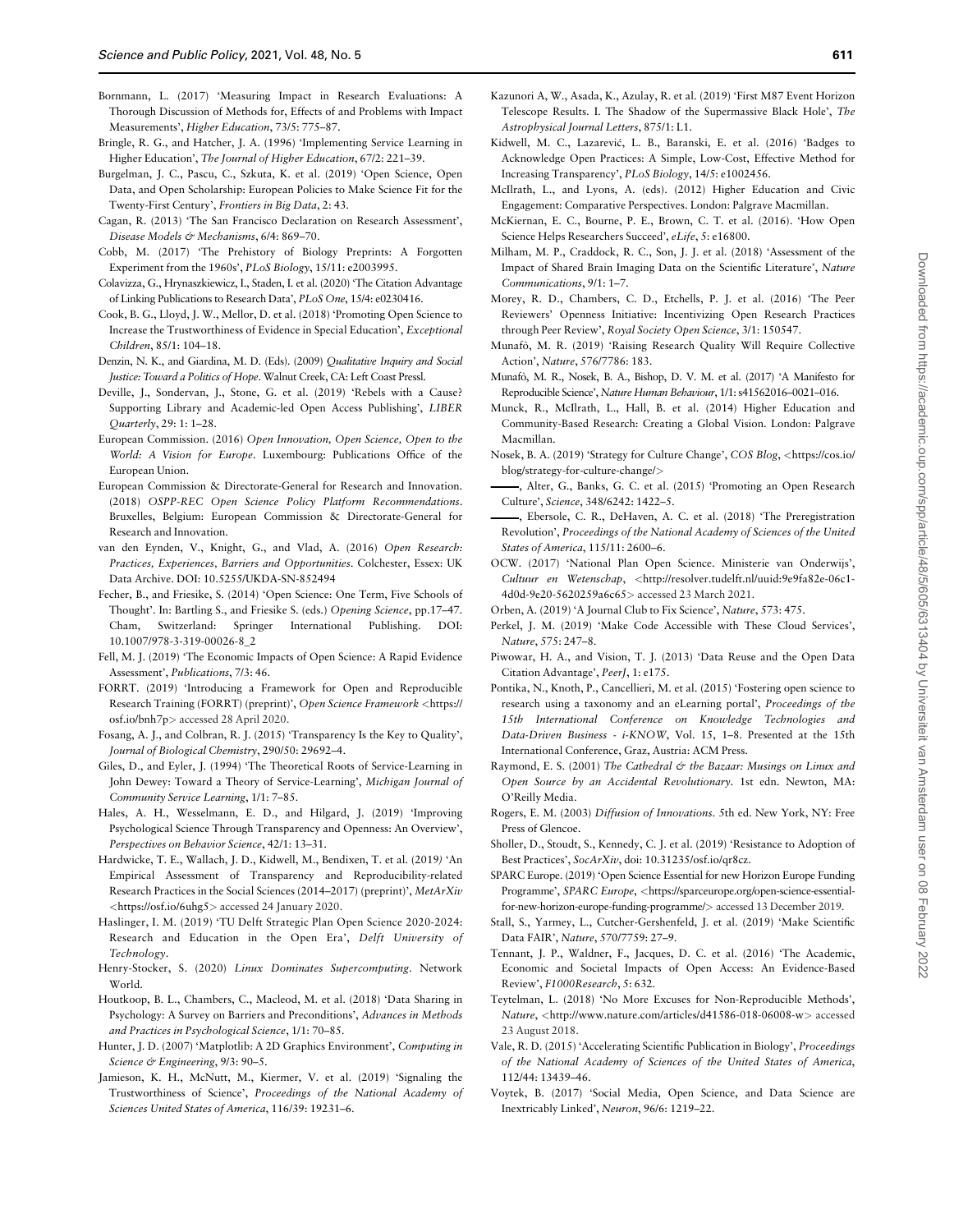Bornmann, L. (2017) 'Measuring Impact in Research Evaluations: A Thorough Discussion of Methods for, Effects of and Problems with Impact Measurements', *Higher Education*, 73/5: 775–87.

Bringle, R. G., and Hatcher, J. A. (1996) 'Implementing Service Learning in Higher Education', *The Journal of Higher Education*, 67/2: 221–39.

Burgelman, J. C., Pascu, C., Szkuta, K. et al. (2019) 'Open Science, Open Data, and Open Scholarship: European Policies to Make Science Fit for the Twenty-First Century', *Frontiers in Big Data*, 2: 43.

Cagan, R. (2013) 'The San Francisco Declaration on Research Assessment', *Disease Models & Mechanisms*, 6/4: 869–70.

Cobb, M. (2017) 'The Prehistory of Biology Preprints: A Forgotten Experiment from the 1960s', *PLoS Biology*, 15/11: e2003995.

Colavizza, G., Hrynaszkiewicz, I., Staden, I. et al. (2020) 'The Citation Advantage of Linking Publications to Research Data', *PLoS One*, 15/4: e0230416.

Cook, B. G., Lloyd, J. W., Mellor, D. et al. (2018) 'Promoting Open Science to Increase the Trustworthiness of Evidence in Special Education', *Exceptional Children*, 85/1: 104–18.

Denzin, N. K., and Giardina, M. D. (Eds). (2009) *Qualitative Inquiry and Social Justice: Toward a Politics of Hope*. Walnut Creek, CA: Left Coast Pressl.

Deville, J., Sondervan, J., Stone, G. et al. (2019) 'Rebels with a Cause? Supporting Library and Academic-led Open Access Publishing', *LIBER Quarterly*, 29: 1: 1–28.

European Commission. (2016) *Open Innovation, Open Science, Open to the World: A Vision for Europe*. Luxembourg: Publications Office of the European Union.

European Commission & Directorate-General for Research and Innovation. (2018) *OSPP-REC Open Science Policy Platform Recommendations*. Bruxelles, Belgium: European Commission & Directorate-General for Research and Innovation.

van den Eynden, V., Knight, G., and Vlad, A. (2016) *Open Research: Practices, Experiences, Barriers and Opportunities*. Colchester, Essex: UK Data Archive. DOI: 10.5255/UKDA-SN-852494

Fecher, B., and Friesike, S. (2014) 'Open Science: One Term, Five Schools of Thought'. In: Bartling S., and Friesike S. (eds.) *Opening Science*, pp.17–47. Cham, Switzerland: Springer International Publishing. DOI: 10.1007/978-3-319-00026-8_2

Fell, M. J. (2019) 'The Economic Impacts of Open Science: A Rapid Evidence Assessment', *Publications*, 7/3: 46.

FORRT. (2019) 'Introducing a Framework for Open and Reproducible Research Training (FORRT) (preprint)', *Open Science Framework* <https://osf.io/bnh7p> accessed 28 April 2020.

Fosang, A. J., and Colbran, R. J. (2015) 'Transparency Is the Key to Quality', *Journal of Biological Chemistry*, 290/50: 29692–4.

Giles, D., and Eyler, J. (1994) 'The Theoretical Roots of Service-Learning in John Dewey: Toward a Theory of Service-Learning', *Michigan Journal of Community Service Learning*, 1/1: 7–85.

Hales, A. H., Wesselmann, E. D., and Hilgard, J. (2019) 'Improving Psychological Science Through Transparency and Openness: An Overview', *Perspectives on Behavior Science*, 42/1: 13–31.

Hardwicke, T. E., Wallach, J. D., Kidwell, M., Bendixen, T. et al. (2019) 'An Empirical Assessment of Transparency and Reproducibility-related Research Practices in the Social Sciences (2014–2017) (preprint)', *MetArXiv* <https://osf.io/6uhg5> accessed 24 January 2020.

Haslinger, I. M. (2019) 'TU Delft Strategic Plan Open Science 2020-2024: Research and Education in the Open Era', *Delft University of Technology*.

Henry-Stocker, S. (2020) *Linux Dominates Supercomputing*. Network World.

Houtkoop, B. L., Chambers, C., Macleod, M. et al. (2018) 'Data Sharing in Psychology: A Survey on Barriers and Preconditions', *Advances in Methods and Practices in Psychological Science*, 1/1: 70–85.

Hunter, J. D. (2007) 'Matplotlib: A 2D Graphics Environment', *Computing in Science & Engineering*, 9/3: 90–5.

Jamieson, K. H., McNutt, M., Kiermer, V. et al. (2019) 'Signaling the Trustworthiness of Science', *Proceedings of the National Academy of Sciences United States of America*, 116/39: 19231–6.

Kazunori A, W., Asada, K., Azulay, R. et al. (2019) 'First M87 Event Horizon Telescope Results. I. The Shadow of the Supermassive Black Hole', *The Astrophysical Journal Letters*, 875/1: L1.

Kidwell, M. C., Lazarević, L. B., Baranski, E. et al. (2016) 'Badges to Acknowledge Open Practices: A Simple, Low-Cost, Effective Method for Increasing Transparency', *PLoS Biology*, 14/5: e1002456.

McIlrath, L., and Lyons, A. (eds). (2012) Higher Education and Civic Engagement: Comparative Perspectives. London: Palgrave Macmillan.

McKiernan, E. C., Bourne, P. E., Brown, C. T. et al. (2016). 'How Open Science Helps Researchers Succeed', *eLife*, 5: e16800.

Milham, M. P., Craddock, R. C., Son, J. J. et al. (2018) 'Assessment of the Impact of Shared Brain Imaging Data on the Scientific Literature', *Nature Communications*, 9/1: 1–7.

Morey, R. D., Chambers, C. D., Etchells, P. J. et al. (2016) 'The Peer Reviewers' Openness Initiative: Incentivizing Open Research Practices through Peer Review', *Royal Society Open Science*, 3/1: 150547.

Munafò, M. R. (2019) 'Raising Research Quality Will Require Collective Action', *Nature*, 576/7786: 183.

Munafò, M. R., Nosek, B. A., Bishop, D. V. M. et al. (2017) 'A Manifesto for Reproducible Science', *Nature Human Behaviour*, 1/1: s41562016–0021–016.

Munck, R., McIlrath, L., Hall, B. et al. (2014) Higher Education and Community-Based Research: Creating a Global Vision. London: Palgrave Macmillan.

Nosek, B. A. (2019) 'Strategy for Culture Change', *COS Blog*, <https://cos.io/blog/strategy-for-culture-change/>

——, Alter, G., Banks, G. C. et al. (2015) 'Promoting an Open Research Culture', *Science*, 348/6242: 1422–5.

——, Ebersole, C. R., DeHaven, A. C. et al. (2018) 'The Preregistration Revolution', *Proceedings of the National Academy of Sciences of the United States of America*, 115/11: 2600–6.

OCW. (2017) 'National Plan Open Science. Ministerie van Onderwijs', *Cultuur en Wetenschap*, <http://resolver.tudelft.nl/uuid:9e9fa82e-06c1-4d0d-9e20-5620259a6c65> accessed 23 March 2021.

Orben, A. (2019) 'A Journal Club to Fix Science', *Nature*, 573: 475.

Perkel, J. M. (2019) 'Make Code Accessible with These Cloud Services', *Nature*, 575: 247–8.

Piwowar, H. A., and Vision, T. J. (2013) 'Data Reuse and the Open Data Citation Advantage', *PeerJ*, 1: e175.

Pontika, N., Knoth, P., Cancellieri, M. et al. (2015) 'Fostering open science to research using a taxonomy and an eLearning portal', *Proceedings of the 15th International Conference on Knowledge Technologies and Data-Driven Business - i-KNOW*, Vol. 15, 1–8. Presented at the 15th International Conference, Graz, Austria: ACM Press.

Raymond, E. S. (2001) *The Cathedral & the Bazaar: Musings on Linux and Open Source by an Accidental Revolutionary*. 1st edn. Newton, MA: O'Reilly Media.

Rogers, E. M. (2003) *Diffusion of Innovations*. 5th ed. New York, NY: Free Press of Glencoe.

Sholler, D., Stoudt, S., Kennedy, C. J. et al. (2019) 'Resistance to Adoption of Best Practices', *SocArXiv*, doi: 10.31235/osf.io/qr8cz.

SPARC Europe. (2019) 'Open Science Essential for new Horizon Europe Funding Programme', *SPARC Europe*, <https://sparceurope.org/open-science-essential-for-new-horizon-europe-funding-programme/> accessed 13 December 2019.

Stall, S., Yarmey, L., Cutcher-Gershenfeld, J. et al. (2019) 'Make Scientific Data FAIR', *Nature*, 570/7759: 27–9.

Tennant, J. P., Waldner, F., Jacques, D. C. et al. (2016) 'The Academic, Economic and Societal Impacts of Open Access: An Evidence-Based Review', *F1000Research*, 5: 632.

Teytelman, L. (2018) 'No More Excuses for Non-Reproducible Methods', *Nature*, <http://www.nature.com/articles/d41586-018-06008-w> accessed 23 August 2018.

Vale, R. D. (2015) 'Accelerating Scientific Publication in Biology', *Proceedings of the National Academy of Sciences of the United States of America*, 112/44: 13439–46.

Voytek, B. (2017) 'Social Media, Open Science, and Data Science are Inextricably Linked', *Neuron*, 96/6: 1219–22.